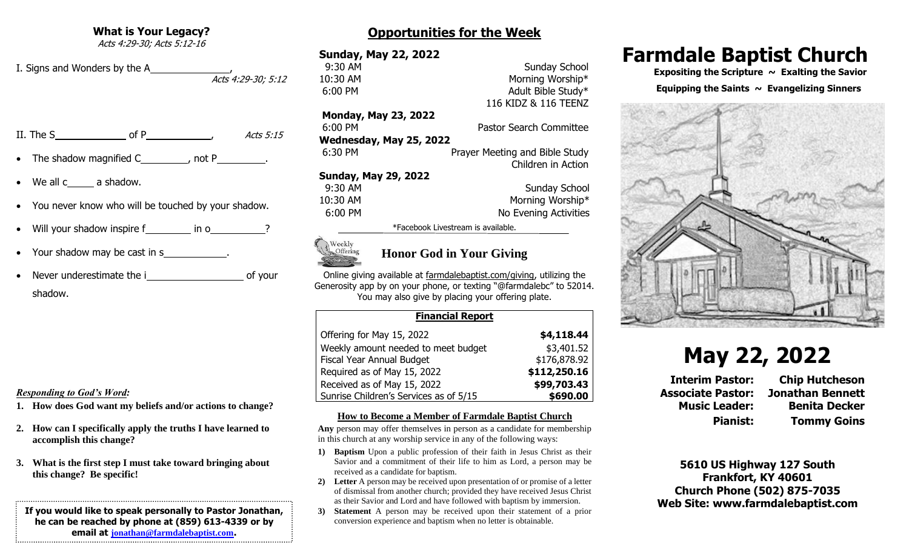## What is Your Legacy?

*Acts 4:29-30; Acts 5:12-16*

I. Signs and Wonders by the A_______________, *Acts 4:29-30; 5:12*

II. The S_____________ of P____________, *Acts 5:15*

- The shadow magnified C_________, not P_________.
- We all c_____ a shadow.
- You never know who will be touched by your shadow.
- Will your shadow inspire f________ in o__________?
- Your shadow may be cast in s____________.
- Never underestimate the i__________________ of your shadow.

***Responding to God's Word:***

1. **How does God want my beliefs and/or actions to change?**
2. **How can I specifically apply the truths I have learned to accomplish this change?**
3. **What is the first step I must take toward bringing about this change? Be specific!**

**If you would like to speak personally to Pastor Jonathan, he can be reached by phone at (859) 613-4339 or by email at jonathan@farmdalebaptist.com.**

## Opportunities for the Week

**Sunday, May 22, 2022**

| | |
|---|---|
| 9:30 AM | Sunday School |
| 10:30 AM | Morning Worship* |
| 6:00 PM | Adult Bible Study* |
| | 116 KIDZ & 116 TEENZ |

**Monday, May 23, 2022**

| | |
|---|---|
| 6:00 PM | Pastor Search Committee |

**Wednesday, May 25, 2022**

| | |
|---|---|
| 6:30 PM | Prayer Meeting and Bible Study |
| | Children in Action |

**Sunday, May 29, 2022**

| | |
|---|---|
| 9:30 AM | Sunday School |
| 10:30 AM | Morning Worship* |
| 6:00 PM | No Evening Activities |

*Facebook Livestream is available.

### Honor God in Your Giving

Online giving available at farmdalebaptist.com/giving, utilizing the Generosity app by on your phone, or texting "@farmdalebc" to 52014. You may also give by placing your offering plate.

| Financial Report | |
|---|---|
| Offering for May 15, 2022 | **$4,118.44** |
| Weekly amount needed to meet budget | $3,401.52 |
| Fiscal Year Annual Budget | $176,878.92 |
| Required as of May 15, 2022 | **$112,250.16** |
| Received as of May 15, 2022 | **$99,703.43** |
| Sunrise Children's Services as of 5/15 | **$690.00** |

### How to Become a Member of Farmdale Baptist Church

**Any** person may offer themselves in person as a candidate for membership in this church at any worship service in any of the following ways:

1. **Baptism** Upon a public profession of their faith in Jesus Christ as their Savior and a commitment of their life to him as Lord, a person may be received as a candidate for baptism.
2. **Letter** A person may be received upon presentation of or promise of a letter of dismissal from another church; provided they have received Jesus Christ as their Savior and Lord and have followed with baptism by immersion.
3. **Statement** A person may be received upon their statement of a prior conversion experience and baptism when no letter is obtainable.

# Farmdale Baptist Church

**Expositing the Scripture ~ Exalting the Savior**

**Equipping the Saints ~ Evangelizing Sinners**

# May 22, 2022

| | |
|---|---|
| **Interim Pastor:** | **Chip Hutcheson** |
| **Associate Pastor:** | **Jonathan Bennett** |
| **Music Leader:** | **Benita Decker** |
| **Pianist:** | **Tommy Goins** |

**5610 US Highway 127 South**
**Frankfort, KY 40601**
**Church Phone (502) 875-7035**
**Web Site: www.farmdalebaptist.com**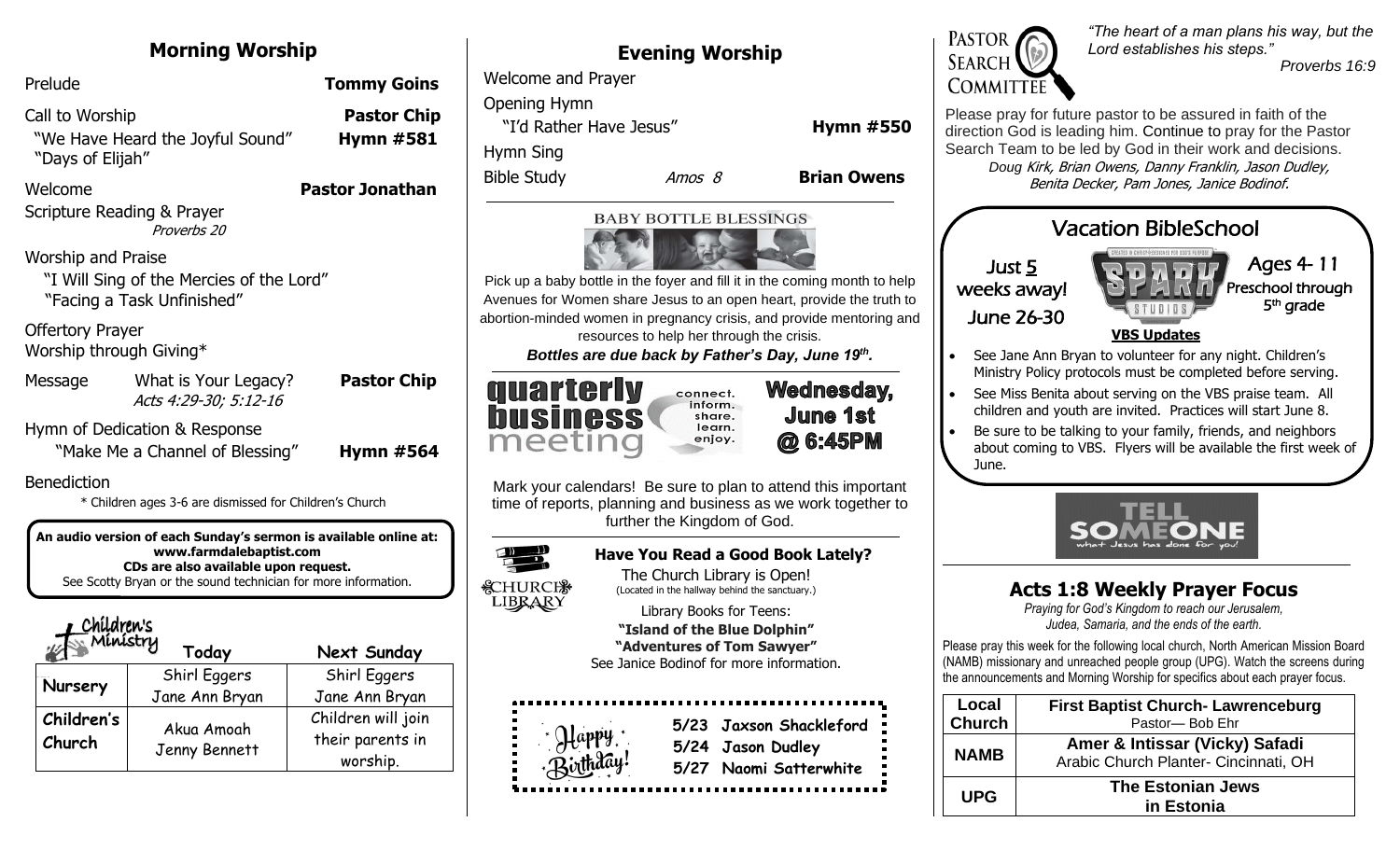## Morning Worship

Prelude **Tommy Goins**

Call to Worship **Pastor Chip**

"We Have Heard the Joyful Sound" **Hymn #581**

"Days of Elijah"

Welcome **Pastor Jonathan**

Scripture Reading & Prayer
*Proverbs 20*

Worship and Praise

"I Will Sing of the Mercies of the Lord"

"Facing a Task Unfinished"

Offertory Prayer

Worship through Giving*

Message What is Your Legacy? **Pastor Chip**
*Acts 4:29-30; 5:12-16*

Hymn of Dedication & Response

"Make Me a Channel of Blessing" **Hymn #564**

Benediction

\* Children ages 3-6 are dismissed for Children's Church

**An audio version of each Sunday's sermon is available online at: www.farmdalebaptist.com**
**CDs are also available upon request.**
See Scotty Bryan or the sound technician for more information.

### Children's Ministry

| | Today | Next Sunday |
|---|---|---|
| Nursery | Shirl Eggers<br>Jane Ann Bryan | Shirl Eggers<br>Jane Ann Bryan |
| Children's Church | Akua Amoah<br>Jenny Bennett | Children will join their parents in worship. |

## Evening Worship

Welcome and Prayer

Opening Hymn

"I'd Rather Have Jesus" **Hymn #550**

Hymn Sing

Bible Study *Amos 8* **Brian Owens**

### BABY BOTTLE BLESSINGS

Pick up a baby bottle in the foyer and fill it in the coming month to help Avenues for Women share Jesus to an open heart, provide the truth to abortion-minded women in pregnancy crisis, and provide mentoring and resources to help her through the crisis.

***Bottles are due back by Father's Day, June 19th.***

### quarterly business meeting

connect. inform. share. learn. enjoy.

**Wednesday, June 1st @ 6:45PM**

Mark your calendars! Be sure to plan to attend this important time of reports, planning and business as we work together to further the Kingdom of God.

### Have You Read a Good Book Lately?

CHURCH LIBRARY

The Church Library is Open!
(Located in the hallway behind the sanctuary.)

Library Books for Teens:
**"Island of the Blue Dolphin"**
**"Adventures of Tom Sawyer"**
See Janice Bodinof for more information.

### Happy Birthday!

**5/23 Jaxson Shackleford**
**5/24 Jason Dudley**
**5/27 Naomi Satterwhite**

## PASTOR SEARCH COMMITTEE

*"The heart of a man plans his way, but the Lord establishes his steps."*
*Proverbs 16:9*

Please pray for future pastor to be assured in faith of the direction God is leading him. Continue to pray for the Pastor Search Team to be led by God in their work and decisions.
*Doug Kirk, Brian Owens, Danny Franklin, Jason Dudley, Benita Decker, Pam Jones, Janice Bodinof.*

## Vacation BibleSchool

Just 5 weeks away!
June 26-30

SPARK STUDIOS

Ages 4- 11
Preschool through 5th grade

**VBS Updates**

- See Jane Ann Bryan to volunteer for any night. Children's Ministry Policy protocols must be completed before serving.
- See Miss Benita about serving on the VBS praise team. All children and youth are invited. Practices will start June 8.
- Be sure to be talking to your family, friends, and neighbors about coming to VBS. Flyers will be available the first week of June.

TELL SOMEONE what Jesus has done for you!

## Acts 1:8 Weekly Prayer Focus

*Praying for God's Kingdom to reach our Jerusalem, Judea, Samaria, and the ends of the earth.*

Please pray this week for the following local church, North American Mission Board (NAMB) missionary and unreached people group (UPG). Watch the screens during the announcements and Morning Worship for specifics about each prayer focus.

| | |
|---|---|
| **Local Church** | **First Baptist Church- Lawrenceburg**<br>Pastor— Bob Ehr |
| **NAMB** | **Amer & Intissar (Vicky) Safadi**<br>Arabic Church Planter- Cincinnati, OH |
| **UPG** | **The Estonian Jews in Estonia** |